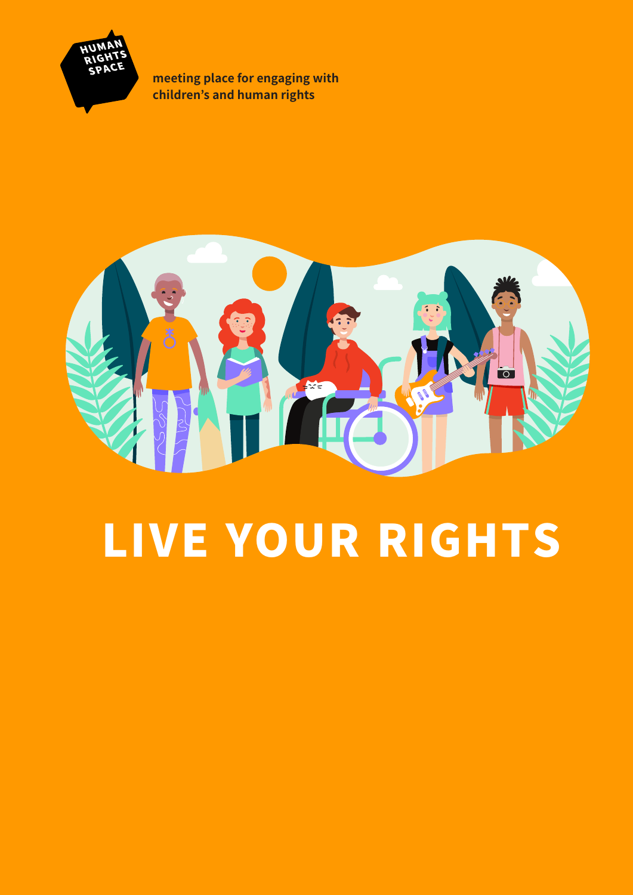HUMAN RIGHTS SPACE

meeting place for engaging with children's and human rights

# LIVE YOUR RIGHTS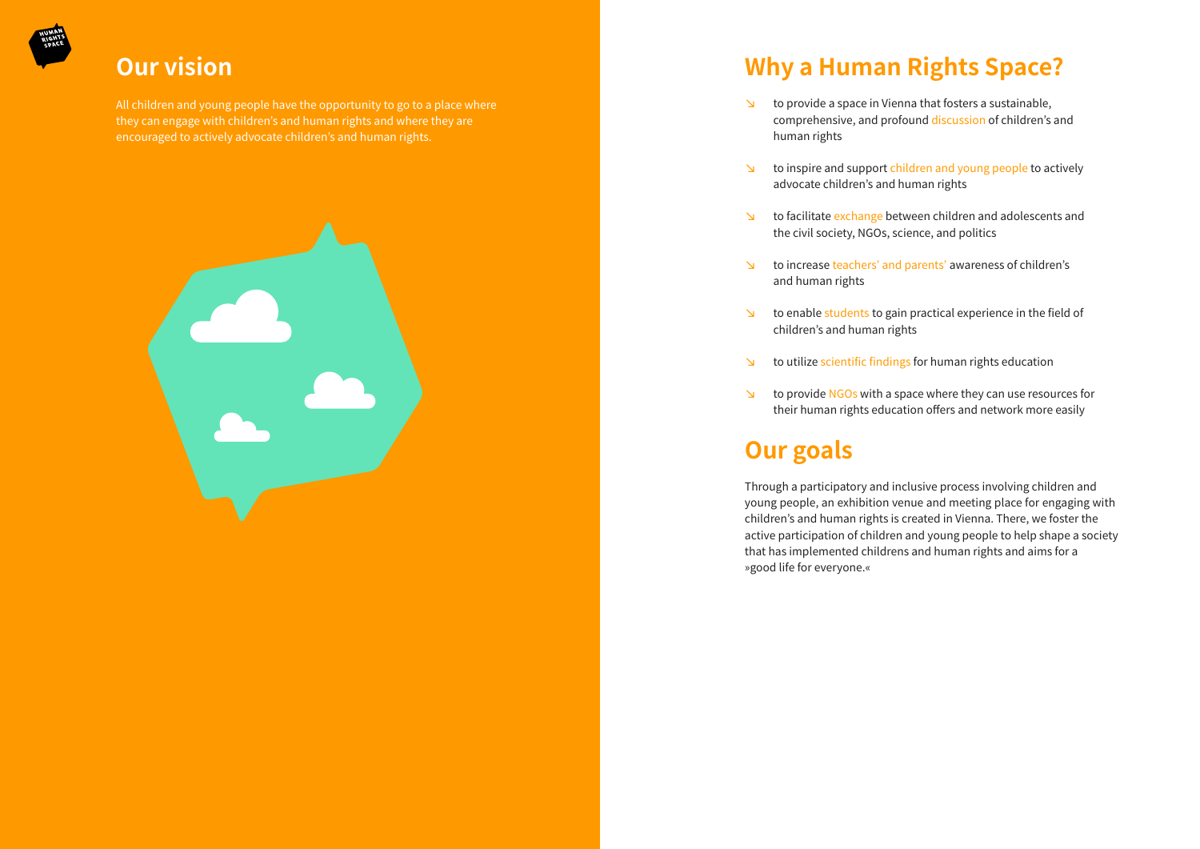## Our vision

All children and young people have the opportunity to go to a place where they can engage with children's and human rights and where they are encouraged to actively advocate children's and human rights.

## Why a Human Rights Space?

- ↘ to provide a space in Vienna that fosters a sustainable, comprehensive, and profound discussion of children's and human rights
- ↘ to inspire and support children and young people to actively advocate children's and human rights
- ↘ to facilitate exchange between children and adolescents and the civil society, NGOs, science, and politics
- ↘ to increase teachers' and parents' awareness of children's and human rights
- ↘ to enable students to gain practical experience in the field of children's and human rights
- ↘ to utilize scientific findings for human rights education
- ↘ to provide NGOs with a space where they can use resources for their human rights education offers and network more easily

## Our goals

Through a participatory and inclusive process involving children and young people, an exhibition venue and meeting place for engaging with children's and human rights is created in Vienna. There, we foster the active participation of children and young people to help shape a society that has implemented childrens and human rights and aims for a »good life for everyone.«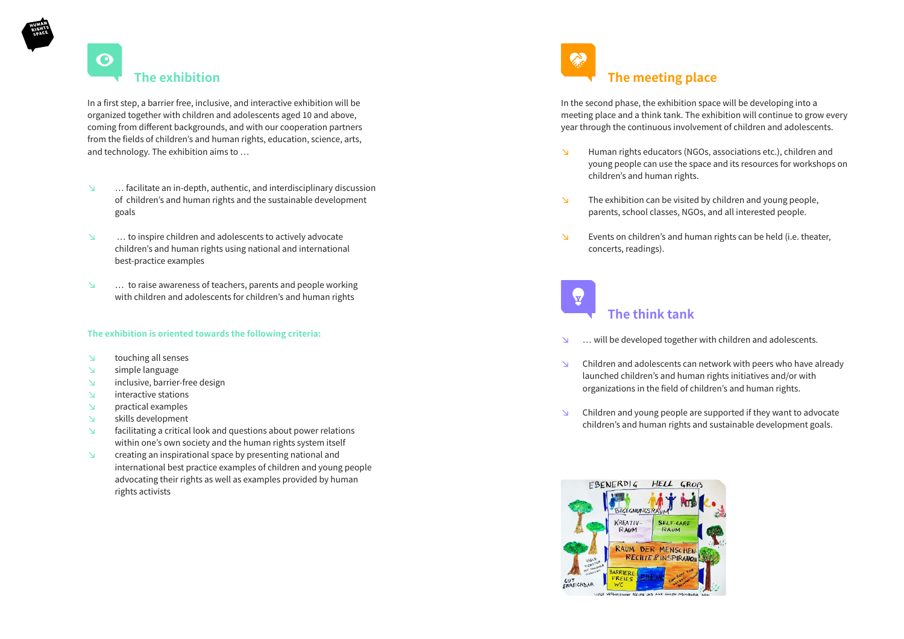## The exhibition

In a first step, a barrier free, inclusive, and interactive exhibition will be organized together with children and adolescents aged 10 and above, coming from different backgrounds, and with our cooperation partners from the fields of children's and human rights, education, science, arts, and technology. The exhibition aims to …

- … facilitate an in-depth, authentic, and interdisciplinary discussion of children's and human rights and the sustainable development goals
- … to inspire children and adolescents to actively advocate children's and human rights using national and international best-practice examples
- … to raise awareness of teachers, parents and people working with children and adolescents for children's and human rights

**The exhibition is oriented towards the following criteria:**

- touching all senses
- simple language
- inclusive, barrier-free design
- interactive stations
- practical examples
- skills development
- facilitating a critical look and questions about power relations within one's own society and the human rights system itself
- creating an inspirational space by presenting national and international best practice examples of children and young people advocating their rights as well as examples provided by human rights activists

## The meeting place

In the second phase, the exhibition space will be developing into a meeting place and a think tank. The exhibition will continue to grow every year through the continuous involvement of children and adolescents.

- Human rights educators (NGOs, associations etc.), children and young people can use the space and its resources for workshops on children's and human rights.
- The exhibition can be visited by children and young people, parents, school classes, NGOs, and all interested people.
- Events on children's and human rights can be held (i.e. theater, concerts, readings).

## The think tank

- … will be developed together with children and adolescents.
- Children and adolescents can network with peers who have already launched children's and human rights initiatives and/or with organizations in the field of children's and human rights.
- Children and young people are supported if they want to advocate children's and human rights and sustainable development goals.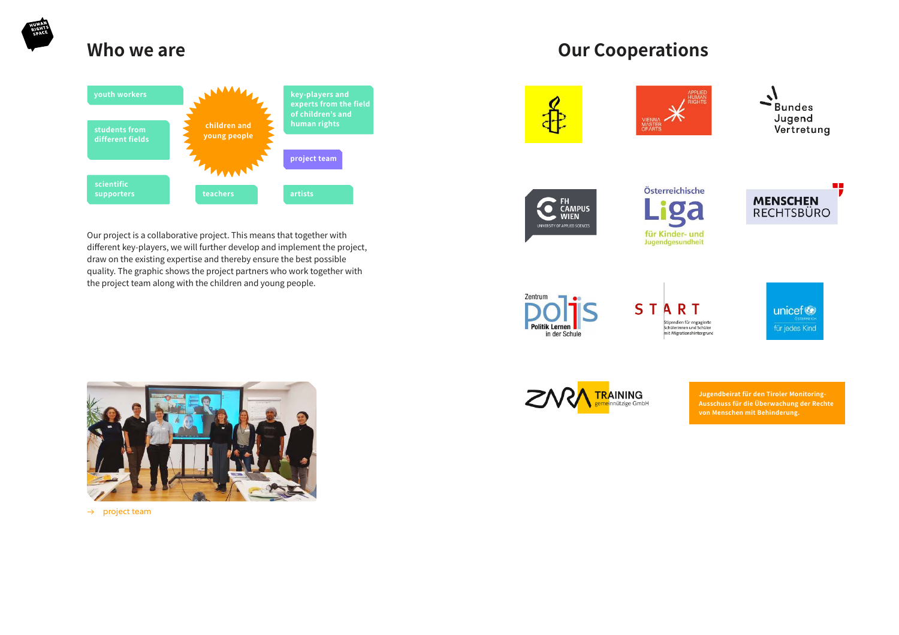## Who we are

- youth workers
- students from different fields
- scientific supporters
- children and young people
- teachers
- key-players and experts from the field of children's and human rights
- project team
- artists

Our project is a collaborative project. This means that together with different key-players, we will further develop and implement the project, draw on the existing expertise and thereby ensure the best possible quality. The graphic shows the project partners who work together with the project team along with the children and young people.

→ project team

## Our Cooperations

- APPLIED HUMAN RIGHTS – VIENNA MASTER OF ARTS
- Bundes Jugend Vertretung
- FH CAMPUS WIEN – UNIVERSITY OF APPLIED SCIENCES
- Österreichische Liga für Kinder- und Jugendgesundheit
- MENSCHEN RECHTSBÜRO
- Zentrum polis – Politik Lernen in der Schule
- START – Stipendien für engagierte Schülerinnen und Schüler mit Migrationshintergrund
- unicef Österreich – für jedes Kind
- ZARA TRAINING gemeinnützige GmbH
- Jugendbeirat für den Tiroler Monitoring-Ausschuss für die Überwachung der Rechte von Menschen mit Behinderung.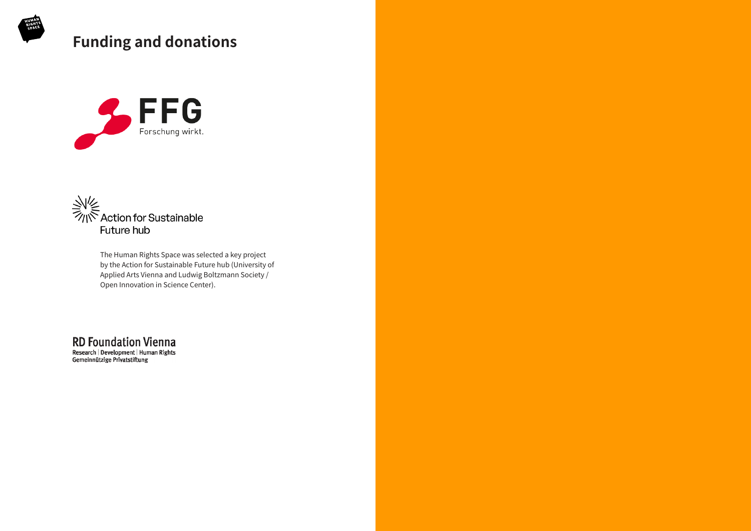# Funding and donations

FFG
Forschung wirkt.

Action for Sustainable Future hub

The Human Rights Space was selected a key project by the Action for Sustainable Future hub (University of Applied Arts Vienna and Ludwig Boltzmann Society / Open Innovation in Science Center).

RD Foundation Vienna
Research | Development | Human Rights
Gemeinnützige Privatstiftung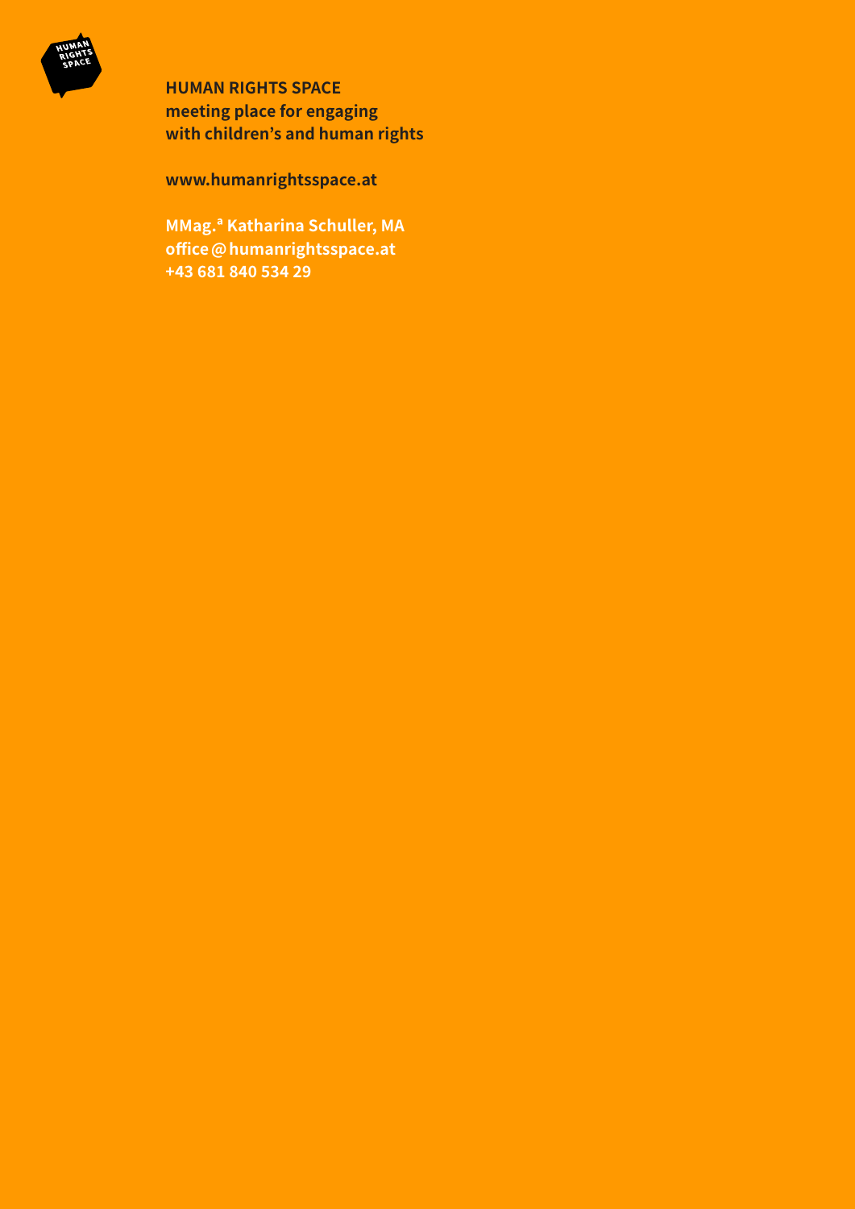**HUMAN RIGHTS SPACE**
**meeting place for engaging with children's and human rights**

**www.humanrightsspace.at**

**MMag.ª Katharina Schuller, MA**
**office@humanrightsspace.at**
**+43 681 840 534 29**